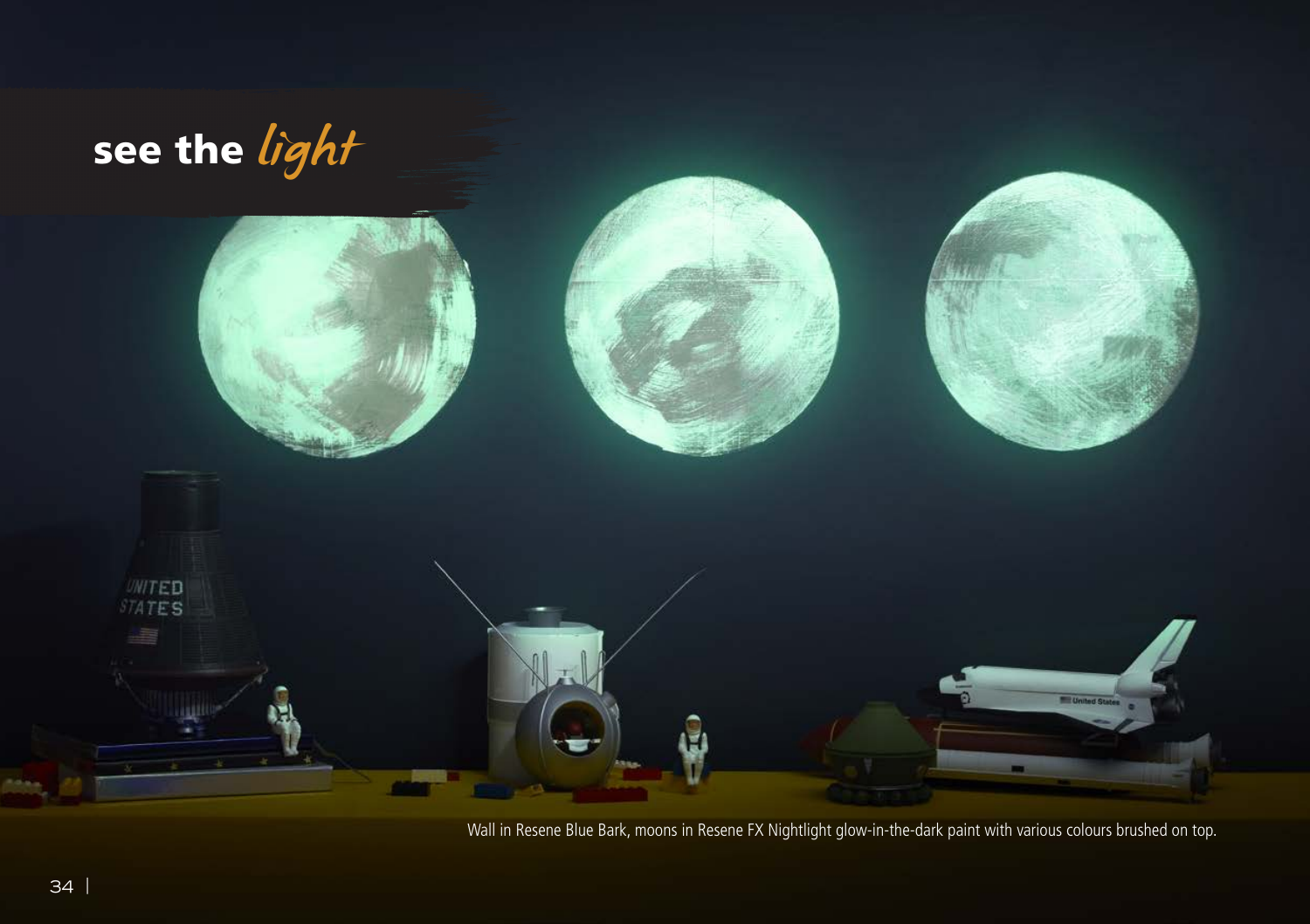# see the *light*

Wall in Resene Blue Bark, moons in Resene FX Nightlight glow-in-the-dark paint with various colours brushed on top.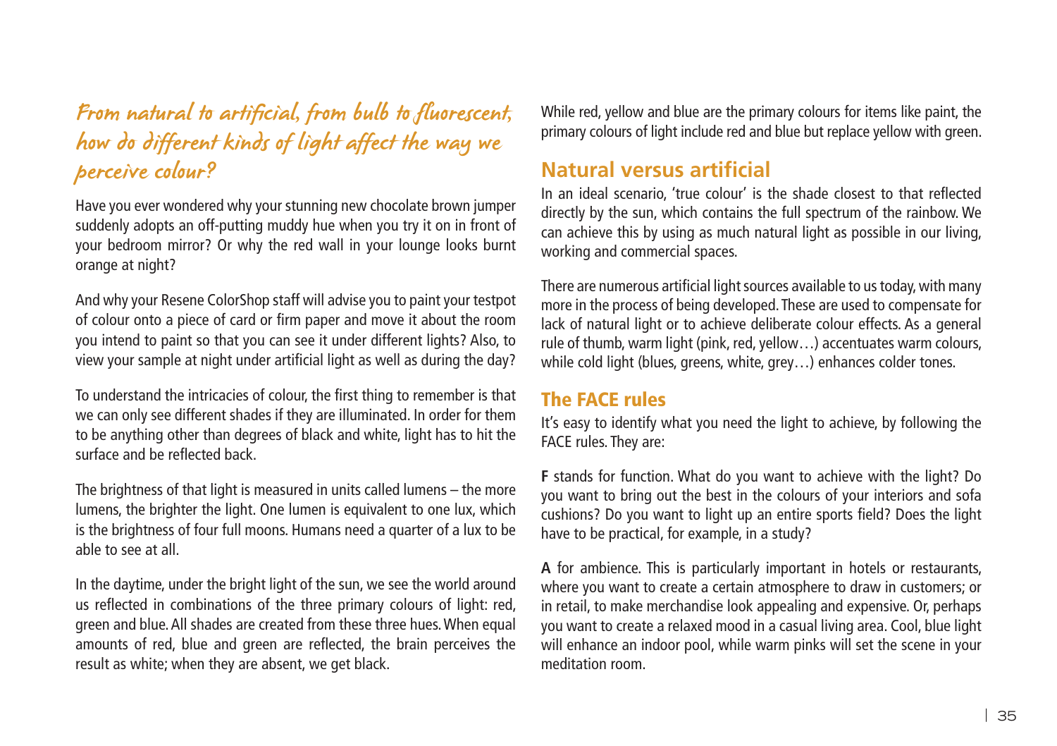## From natural to artificial, from bulb to fluorescent, how do different kinds of light affect the way we perceive colour?

Have you ever wondered why your stunning new chocolate brown jumper suddenly adopts an off-putting muddy hue when you try it on in front of your bedroom mirror? Or why the red wall in your lounge looks burnt orange at night?

And why your Resene ColorShop staff will advise you to paint your testpot of colour onto a piece of card or firm paper and move it about the room you intend to paint so that you can see it under different lights? Also, to view your sample at night under artificial light as well as during the day?

To understand the intricacies of colour, the first thing to remember is that we can only see different shades if they are illuminated. In order for them to be anything other than degrees of black and white, light has to hit the surface and be reflected back.

The brightness of that light is measured in units called lumens – the more lumens, the brighter the light. One lumen is equivalent to one lux, which is the brightness of four full moons. Humans need a quarter of a lux to be able to see at all.

In the daytime, under the bright light of the sun, we see the world around us reflected in combinations of the three primary colours of light: red, green and blue. All shades are created from these three hues. When equal amounts of red, blue and green are reflected, the brain perceives the result as white; when they are absent, we get black.

While red, yellow and blue are the primary colours for items like paint, the primary colours of light include red and blue but replace yellow with green.

## Natural versus artificial

In an ideal scenario, 'true colour' is the shade closest to that reflected directly by the sun, which contains the full spectrum of the rainbow. We can achieve this by using as much natural light as possible in our living, working and commercial spaces.

There are numerous artificial light sources available to us today, with many more in the process of being developed. These are used to compensate for lack of natural light or to achieve deliberate colour effects. As a general rule of thumb, warm light (pink, red, yellow…) accentuates warm colours, while cold light (blues, greens, white, grey…) enhances colder tones.

### The FACE rules

It's easy to identify what you need the light to achieve, by following the FACE rules. They are:

**F** stands for function. What do you want to achieve with the light? Do you want to bring out the best in the colours of your interiors and sofa cushions? Do you want to light up an entire sports field? Does the light have to be practical, for example, in a study?

**A** for ambience. This is particularly important in hotels or restaurants, where you want to create a certain atmosphere to draw in customers; or in retail, to make merchandise look appealing and expensive. Or, perhaps you want to create a relaxed mood in a casual living area. Cool, blue light will enhance an indoor pool, while warm pinks will set the scene in your meditation room.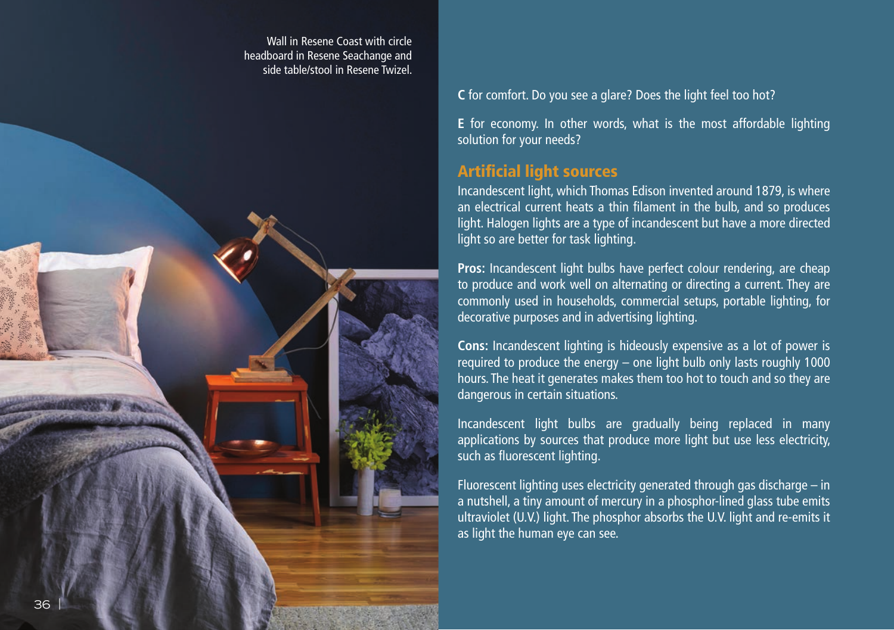Wall in Resene Coast with circle headboard in Resene Seachange and side table/stool in Resene Twizel.

**C** for comfort. Do you see a glare? Does the light feel too hot?

**E** for economy. In other words, what is the most affordable lighting solution for your needs?

## Artificial light sources

Incandescent light, which Thomas Edison invented around 1879, is where an electrical current heats a thin filament in the bulb, and so produces light. Halogen lights are a type of incandescent but have a more directed light so are better for task lighting.

**Pros:** Incandescent light bulbs have perfect colour rendering, are cheap to produce and work well on alternating or directing a current. They are commonly used in households, commercial setups, portable lighting, for decorative purposes and in advertising lighting.

**Cons:** Incandescent lighting is hideously expensive as a lot of power is required to produce the energy – one light bulb only lasts roughly 1000 hours. The heat it generates makes them too hot to touch and so they are dangerous in certain situations.

Incandescent light bulbs are gradually being replaced in many applications by sources that produce more light but use less electricity, such as fluorescent lighting.

Fluorescent lighting uses electricity generated through gas discharge – in a nutshell, a tiny amount of mercury in a phosphor-lined glass tube emits ultraviolet (U.V.) light. The phosphor absorbs the U.V. light and re-emits it as light the human eye can see.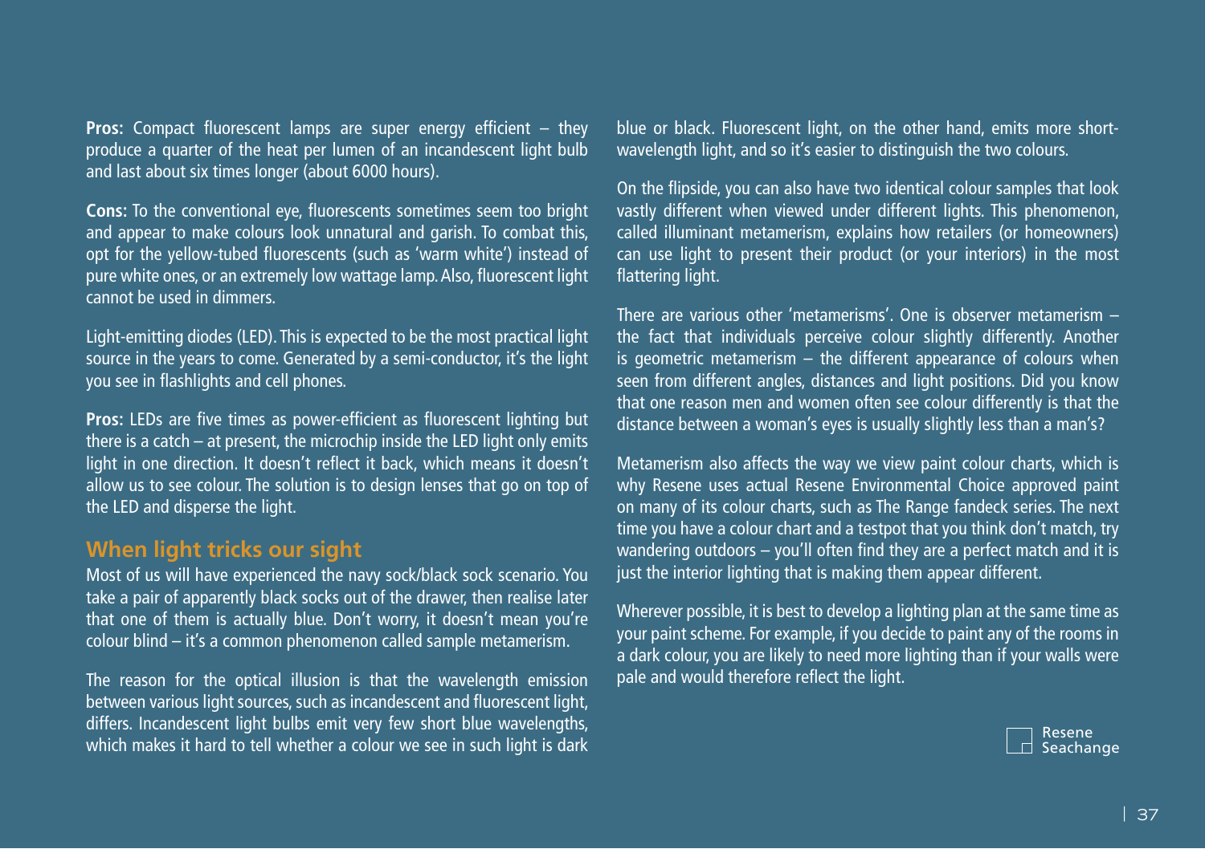**Pros:** Compact fluorescent lamps are super energy efficient – they produce a quarter of the heat per lumen of an incandescent light bulb and last about six times longer (about 6000 hours).

**Cons:** To the conventional eye, fluorescents sometimes seem too bright and appear to make colours look unnatural and garish. To combat this, opt for the yellow-tubed fluorescents (such as 'warm white') instead of pure white ones, or an extremely low wattage lamp. Also, fluorescent light cannot be used in dimmers.

Light-emitting diodes (LED). This is expected to be the most practical light source in the years to come. Generated by a semi-conductor, it's the light you see in flashlights and cell phones.

**Pros:** LEDs are five times as power-efficient as fluorescent lighting but there is a catch – at present, the microchip inside the LED light only emits light in one direction. It doesn't reflect it back, which means it doesn't allow us to see colour. The solution is to design lenses that go on top of the LED and disperse the light.

## When light tricks our sight

Most of us will have experienced the navy sock/black sock scenario. You take a pair of apparently black socks out of the drawer, then realise later that one of them is actually blue. Don't worry, it doesn't mean you're colour blind – it's a common phenomenon called sample metamerism.

The reason for the optical illusion is that the wavelength emission between various light sources, such as incandescent and fluorescent light, differs. Incandescent light bulbs emit very few short blue wavelengths, which makes it hard to tell whether a colour we see in such light is dark blue or black. Fluorescent light, on the other hand, emits more short-wavelength light, and so it's easier to distinguish the two colours.

On the flipside, you can also have two identical colour samples that look vastly different when viewed under different lights. This phenomenon, called illuminant metamerism, explains how retailers (or homeowners) can use light to present their product (or your interiors) in the most flattering light.

There are various other 'metamerisms'. One is observer metamerism – the fact that individuals perceive colour slightly differently. Another is geometric metamerism – the different appearance of colours when seen from different angles, distances and light positions. Did you know that one reason men and women often see colour differently is that the distance between a woman's eyes is usually slightly less than a man's?

Metamerism also affects the way we view paint colour charts, which is why Resene uses actual Resene Environmental Choice approved paint on many of its colour charts, such as The Range fandeck series. The next time you have a colour chart and a testpot that you think don't match, try wandering outdoors – you'll often find they are a perfect match and it is just the interior lighting that is making them appear different.

Wherever possible, it is best to develop a lighting plan at the same time as your paint scheme. For example, if you decide to paint any of the rooms in a dark colour, you are likely to need more lighting than if your walls were pale and would therefore reflect the light.

Resene Seachange